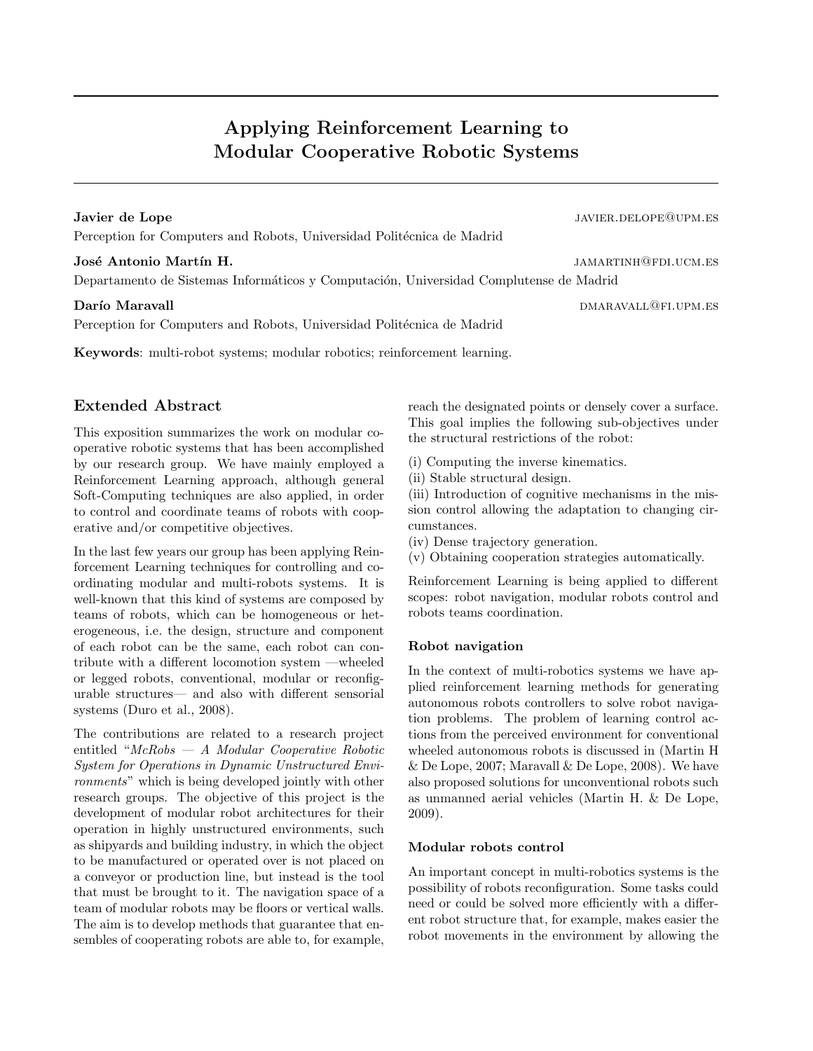# Applying Reinforcement Learning to Modular Cooperative Robotic Systems

**Javier de Lope** javier.delope@upm.es
Perception for Computers and Robots, Universidad Politécnica de Madrid

**José Antonio Martín H.** jamartinh@fdi.ucm.es
Departamento de Sistemas Informáticos y Computación, Universidad Complutense de Madrid

**Darío Maravall** dmaravall@fi.upm.es
Perception for Computers and Robots, Universidad Politécnica de Madrid

**Keywords**: multi-robot systems; modular robotics; reinforcement learning.

## Extended Abstract

This exposition summarizes the work on modular cooperative robotic systems that has been accomplished by our research group. We have mainly employed a Reinforcement Learning approach, although general Soft-Computing techniques are also applied, in order to control and coordinate teams of robots with cooperative and/or competitive objectives.

In the last few years our group has been applying Reinforcement Learning techniques for controlling and coordinating modular and multi-robots systems. It is well-known that this kind of systems are composed by teams of robots, which can be homogeneous or heterogeneous, i.e. the design, structure and component of each robot can be the same, each robot can contribute with a different locomotion system —wheeled or legged robots, conventional, modular or reconfigurable structures— and also with different sensorial systems (Duro et al., 2008).

The contributions are related to a research project entitled "*McRobs — A Modular Cooperative Robotic System for Operations in Dynamic Unstructured Environments*" which is being developed jointly with other research groups. The objective of this project is the development of modular robot architectures for their operation in highly unstructured environments, such as shipyards and building industry, in which the object to be manufactured or operated over is not placed on a conveyor or production line, but instead is the tool that must be brought to it. The navigation space of a team of modular robots may be floors or vertical walls. The aim is to develop methods that guarantee that ensembles of cooperating robots are able to, for example, reach the designated points or densely cover a surface. This goal implies the following sub-objectives under the structural restrictions of the robot:

(i) Computing the inverse kinematics.
(ii) Stable structural design.
(iii) Introduction of cognitive mechanisms in the mission control allowing the adaptation to changing circumstances.
(iv) Dense trajectory generation.
(v) Obtaining cooperation strategies automatically.

Reinforcement Learning is being applied to different scopes: robot navigation, modular robots control and robots teams coordination.

### Robot navigation

In the context of multi-robotics systems we have applied reinforcement learning methods for generating autonomous robots controllers to solve robot navigation problems. The problem of learning control actions from the perceived environment for conventional wheeled autonomous robots is discussed in (Martin H & De Lope, 2007; Maravall & De Lope, 2008). We have also proposed solutions for unconventional robots such as unmanned aerial vehicles (Martin H. & De Lope, 2009).

### Modular robots control

An important concept in multi-robotics systems is the possibility of robots reconfiguration. Some tasks could need or could be solved more efficiently with a different robot structure that, for example, makes easier the robot movements in the environment by allowing the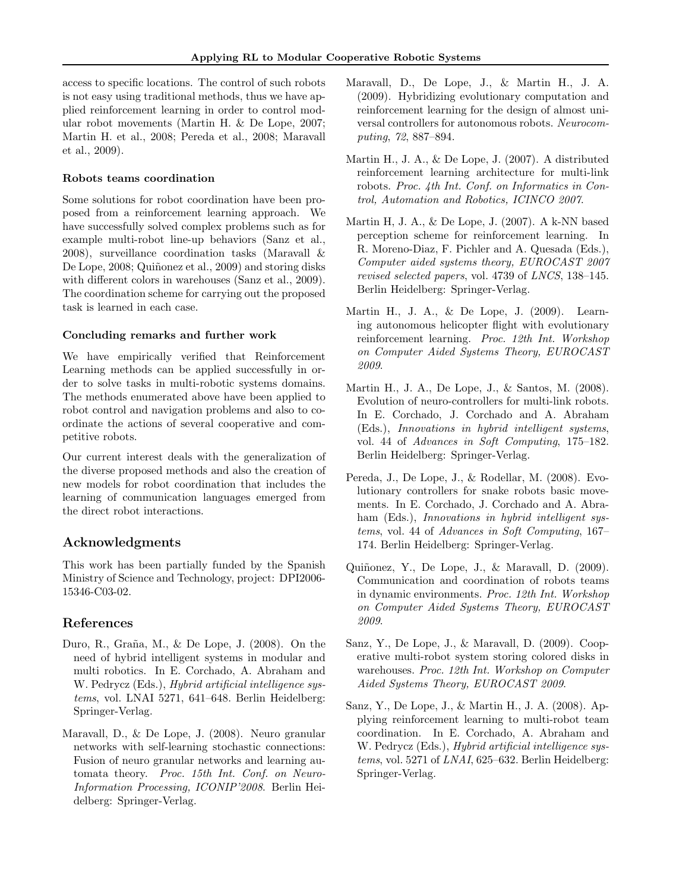access to specific locations. The control of such robots is not easy using traditional methods, thus we have applied reinforcement learning in order to control modular robot movements (Martin H. & De Lope, 2007; Martin H. et al., 2008; Pereda et al., 2008; Maravall et al., 2009).

#### Robots teams coordination

Some solutions for robot coordination have been proposed from a reinforcement learning approach. We have successfully solved complex problems such as for example multi-robot line-up behaviors (Sanz et al., 2008), surveillance coordination tasks (Maravall & De Lope, 2008; Quiñonez et al., 2009) and storing disks with different colors in warehouses (Sanz et al., 2009). The coordination scheme for carrying out the proposed task is learned in each case.

#### Concluding remarks and further work

We have empirically verified that Reinforcement Learning methods can be applied successfully in order to solve tasks in multi-robotic systems domains. The methods enumerated above have been applied to robot control and navigation problems and also to coordinate the actions of several cooperative and competitive robots.

Our current interest deals with the generalization of the diverse proposed methods and also the creation of new models for robot coordination that includes the learning of communication languages emerged from the direct robot interactions.

## Acknowledgments

This work has been partially funded by the Spanish Ministry of Science and Technology, project: DPI2006-15346-C03-02.

## References

Duro, R., Graña, M., & De Lope, J. (2008). On the need of hybrid intelligent systems in modular and multi robotics. In E. Corchado, A. Abraham and W. Pedrycz (Eds.), *Hybrid artificial intelligence systems*, vol. LNAI 5271, 641–648. Berlin Heidelberg: Springer-Verlag.

Maravall, D., & De Lope, J. (2008). Neuro granular networks with self-learning stochastic connections: Fusion of neuro granular networks and learning automata theory. *Proc. 15th Int. Conf. on Neuro-Information Processing, ICONIP'2008*. Berlin Heidelberg: Springer-Verlag.

Maravall, D., De Lope, J., & Martin H., J. A. (2009). Hybridizing evolutionary computation and reinforcement learning for the design of almost universal controllers for autonomous robots. *Neurocomputing*, *72*, 887–894.

Martin H., J. A., & De Lope, J. (2007). A distributed reinforcement learning architecture for multi-link robots. *Proc. 4th Int. Conf. on Informatics in Control, Automation and Robotics, ICINCO 2007*.

Martin H, J. A., & De Lope, J. (2007). A k-NN based perception scheme for reinforcement learning. In R. Moreno-Diaz, F. Pichler and A. Quesada (Eds.), *Computer aided systems theory, EUROCAST 2007 revised selected papers*, vol. 4739 of *LNCS*, 138–145. Berlin Heidelberg: Springer-Verlag.

Martin H., J. A., & De Lope, J. (2009). Learning autonomous helicopter flight with evolutionary reinforcement learning. *Proc. 12th Int. Workshop on Computer Aided Systems Theory, EUROCAST 2009*.

Martin H., J. A., De Lope, J., & Santos, M. (2008). Evolution of neuro-controllers for multi-link robots. In E. Corchado, J. Corchado and A. Abraham (Eds.), *Innovations in hybrid intelligent systems*, vol. 44 of *Advances in Soft Computing*, 175–182. Berlin Heidelberg: Springer-Verlag.

Pereda, J., De Lope, J., & Rodellar, M. (2008). Evolutionary controllers for snake robots basic movements. In E. Corchado, J. Corchado and A. Abraham (Eds.), *Innovations in hybrid intelligent systems*, vol. 44 of *Advances in Soft Computing*, 167–174. Berlin Heidelberg: Springer-Verlag.

Quiñonez, Y., De Lope, J., & Maravall, D. (2009). Communication and coordination of robots teams in dynamic environments. *Proc. 12th Int. Workshop on Computer Aided Systems Theory, EUROCAST 2009*.

Sanz, Y., De Lope, J., & Maravall, D. (2009). Cooperative multi-robot system storing colored disks in warehouses. *Proc. 12th Int. Workshop on Computer Aided Systems Theory, EUROCAST 2009*.

Sanz, Y., De Lope, J., & Martin H., J. A. (2008). Applying reinforcement learning to multi-robot team coordination. In E. Corchado, A. Abraham and W. Pedrycz (Eds.), *Hybrid artificial intelligence systems*, vol. 5271 of *LNAI*, 625–632. Berlin Heidelberg: Springer-Verlag.